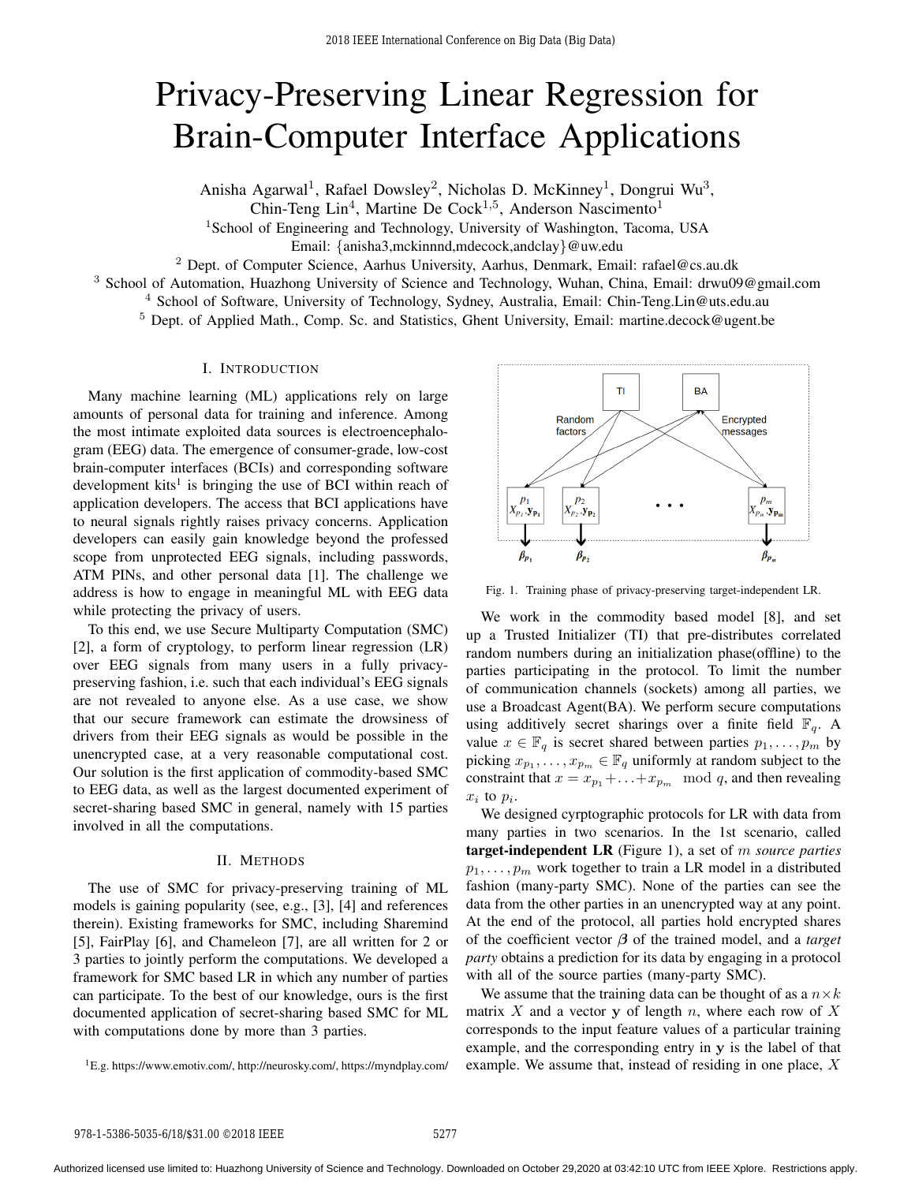# Privacy-Preserving Linear Regression for Brain-Computer Interface Applications

Anisha Agarwal[1], Rafael Dowsley[2], Nicholas D. McKinney[1], Dongrui Wu[3], Chin-Teng Lin[4], Martine De Cock[1,5], Anderson Nascimento[1]

[1]School of Engineering and Technology, University of Washington, Tacoma, USA
Email: {anisha3,mckinnnd,mdecock,andclay}@uw.edu

[2] Dept. of Computer Science, Aarhus University, Aarhus, Denmark, Email: rafael@cs.au.dk

[3] School of Automation, Huazhong University of Science and Technology, Wuhan, China, Email: drwu09@gmail.com

[4] School of Software, University of Technology, Sydney, Australia, Email: Chin-Teng.Lin@uts.edu.au

[5] Dept. of Applied Math., Comp. Sc. and Statistics, Ghent University, Email: martine.decock@ugent.be

## I. Introduction

Many machine learning (ML) applications rely on large amounts of personal data for training and inference. Among the most intimate exploited data sources is electroencephalogram (EEG) data. The emergence of consumer-grade, low-cost brain-computer interfaces (BCIs) and corresponding software development kits[1] is bringing the use of BCI within reach of application developers. The access that BCI applications have to neural signals rightly raises privacy concerns. Application developers can easily gain knowledge beyond the professed scope from unprotected EEG signals, including passwords, ATM PINs, and other personal data [1]. The challenge we address is how to engage in meaningful ML with EEG data while protecting the privacy of users.

To this end, we use Secure Multiparty Computation (SMC) [2], a form of cryptology, to perform linear regression (LR) over EEG signals from many users in a fully privacy-preserving fashion, i.e. such that each individual's EEG signals are not revealed to anyone else. As a use case, we show that our secure framework can estimate the drowsiness of drivers from their EEG signals as would be possible in the unencrypted case, at a very reasonable computational cost. Our solution is the first application of commodity-based SMC to EEG data, as well as the largest documented experiment of secret-sharing based SMC in general, namely with 15 parties involved in all the computations.

## II. Methods

The use of SMC for privacy-preserving training of ML models is gaining popularity (see, e.g., [3], [4] and references therein). Existing frameworks for SMC, including Sharemind [5], FairPlay [6], and Chameleon [7], are all written for 2 or 3 parties to jointly perform the computations. We developed a framework for SMC based LR in which any number of parties can participate. To the best of our knowledge, ours is the first documented application of secret-sharing based SMC for ML with computations done by more than 3 parties.

[1]E.g. https://www.emotiv.com/, http://neurosky.com/, https://myndplay.com/

Fig. 1. Training phase of privacy-preserving target-independent LR.

We work in the commodity based model [8], and set up a Trusted Initializer (TI) that pre-distributes correlated random numbers during an initialization phase(offline) to the parties participating in the protocol. To limit the number of communication channels (sockets) among all parties, we use a Broadcast Agent(BA). We perform secure computations using additively secret sharings over a finite field $\mathbb{F}_q$. A value $x \in \mathbb{F}_q$ is secret shared between parties $p_1, \ldots, p_m$ by picking $x_{p_1}, \ldots, x_{p_m} \in \mathbb{F}_q$ uniformly at random subject to the constraint that $x = x_{p_1} + \ldots + x_{p_m} \mod q$, and then revealing $x_i$ to $p_i$.

We designed cyrptographic protocols for LR with data from many parties in two scenarios. In the 1st scenario, called **target-independent LR** (Figure 1), a set of $m$ *source parties* $p_1, \ldots, p_m$ work together to train a LR model in a distributed fashion (many-party SMC). None of the parties can see the data from the other parties in an unencrypted way at any point. At the end of the protocol, all parties hold encrypted shares of the coefficient vector $\boldsymbol{\beta}$ of the trained model, and a *target party* obtains a prediction for its data by engaging in a protocol with all of the source parties (many-party SMC).

We assume that the training data can be thought of as a $n \times k$ matrix $X$ and a vector $\mathbf{y}$ of length $n$, where each row of $X$ corresponds to the input feature values of a particular training example, and the corresponding entry in $\mathbf{y}$ is the label of that example. We assume that, instead of residing in one place, $X$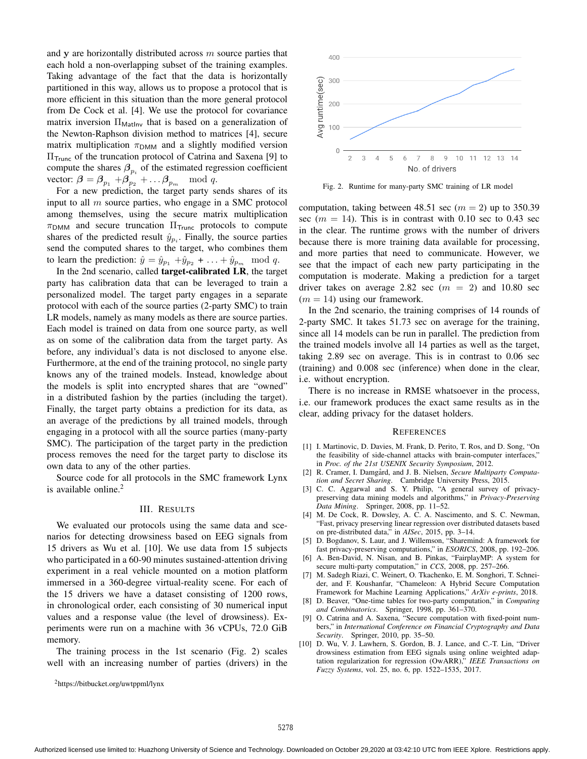and $\mathbf{y}$ are horizontally distributed across $m$ source parties that each hold a non-overlapping subset of the training examples. Taking advantage of the fact that the data is horizontally partitioned in this way, allows us to propose a protocol that is more efficient in this situation than the more general protocol from De Cock et al. [4]. We use the protocol for covariance matrix inversion $\Pi_{\mathsf{MatInv}}$ that is based on a generalization of the Newton-Raphson division method to matrices [4], secure matrix multiplication $\pi_{\mathsf{DMM}}$ and a slightly modified version $\Pi_{\mathsf{Trunc}}$ of the truncation protocol of Catrina and Saxena [9] to compute the shares $\boldsymbol{\beta}_{p_i}$ of the estimated regression coefficient vector: $\boldsymbol{\beta} = \boldsymbol{\beta}_{p_1} + \boldsymbol{\beta}_{p_2} + \ldots \boldsymbol{\beta}_{p_m} \mod q$.

For a new prediction, the target party sends shares of its input to all $m$ source parties, who engage in a SMC protocol among themselves, using the secure matrix multiplication $\pi_{\mathsf{DMM}}$ and secure truncation $\Pi_{\mathsf{Trunc}}$ protocols to compute shares of the predicted result $\hat{y}_{p_i}$. Finally, the source parties send the computed shares to the target, who combines them to learn the prediction: $\hat{y} = \hat{y}_{p_1} + \hat{y}_{p_2} + \ldots + \hat{y}_{p_m} \mod q$.

In the 2nd scenario, called **target-calibrated LR**, the target party has calibration data that can be leveraged to train a personalized model. The target party engages in a separate protocol with each of the source parties (2-party SMC) to train LR models, namely as many models as there are source parties. Each model is trained on data from one source party, as well as on some of the calibration data from the target party. As before, any individual's data is not disclosed to anyone else. Furthermore, at the end of the training protocol, no single party knows any of the trained models. Instead, knowledge about the models is split into encrypted shares that are "owned" in a distributed fashion by the parties (including the target). Finally, the target party obtains a prediction for its data, as an average of the predictions by all trained models, through engaging in a protocol with all the source parties (many-party SMC). The participation of the target party in the prediction process removes the need for the target party to disclose its own data to any of the other parties.

Source code for all protocols in the SMC framework Lynx is available online.[2]

## III. Results

We evaluated our protocols using the same data and scenarios for detecting drowsiness based on EEG signals from 15 drivers as Wu et al. [10]. We use data from 15 subjects who participated in a 60-90 minutes sustained-attention driving experiment in a real vehicle mounted on a motion platform immersed in a 360-degree virtual-reality scene. For each of the 15 drivers we have a dataset consisting of 1200 rows, in chronological order, each consisting of 30 numerical input values and a response value (the level of drowsiness). Experiments were run on a machine with 36 vCPUs, 72.0 GiB memory.

The training process in the 1st scenario (Fig. 2) scales well with an increasing number of parties (drivers) in the computation, taking between 48.51 sec ($m = 2$) up to 350.39 sec ($m = 14$). This is in contrast with 0.10 sec to 0.43 sec in the clear. The runtime grows with the number of drivers because there is more training data available for processing, and more parties that need to communicate. However, we see that the impact of each new party participating in the computation is moderate. Making a prediction for a target driver takes on average 2.82 sec ($m = 2$) and 10.80 sec ($m = 14$) using our framework.

400
300
200
100
0
Avg runtime(sec)
2 3 4 5 6 7 8 9 10 11 12 13 14
No. of drivers

Fig. 2. Runtime for many-party SMC training of LR model

In the 2nd scenario, the training comprises of 14 rounds of 2-party SMC. It takes 51.73 sec on average for the training, since all 14 models can be run in parallel. The prediction from the trained models involve all 14 parties as well as the target, taking 2.89 sec on average. This is in contrast to 0.06 sec (training) and 0.008 sec (inference) when done in the clear, i.e. without encryption.

There is no increase in RMSE whatsoever in the process, i.e. our framework produces the exact same results as in the clear, adding privacy for the dataset holders.

## References

[1] I. Martinovic, D. Davies, M. Frank, D. Perito, T. Ros, and D. Song, "On the feasibility of side-channel attacks with brain-computer interfaces," in *Proc. of the 21st USENIX Security Symposium*, 2012.

[2] R. Cramer, I. Damgård, and J. B. Nielsen, *Secure Multiparty Computation and Secret Sharing*. Cambridge University Press, 2015.

[3] C. C. Aggarwal and S. Y. Philip, "A general survey of privacy-preserving data mining models and algorithms," in *Privacy-Preserving Data Mining*. Springer, 2008, pp. 11–52.

[4] M. De Cock, R. Dowsley, A. C. A. Nascimento, and S. C. Newman, "Fast, privacy preserving linear regression over distributed datasets based on pre-distributed data," in *AISec*, 2015, pp. 3–14.

[5] D. Bogdanov, S. Laur, and J. Willemson, "Sharemind: A framework for fast privacy-preserving computations," in *ESORICS*, 2008, pp. 192–206.

[6] A. Ben-David, N. Nisan, and B. Pinkas, "FairplayMP: A system for secure multi-party computation," in *CCS*, 2008, pp. 257–266.

[7] M. Sadegh Riazi, C. Weinert, O. Tkachenko, E. M. Songhori, T. Schneider, and F. Koushanfar, "Chameleon: A Hybrid Secure Computation Framework for Machine Learning Applications," *ArXiv e-prints*, 2018.

[8] D. Beaver, "One-time tables for two-party computation," in *Computing and Combinatorics*. Springer, 1998, pp. 361–370.

[9] O. Catrina and A. Saxena, "Secure computation with fixed-point numbers," in *International Conference on Financial Cryptography and Data Security*. Springer, 2010, pp. 35–50.

[10] D. Wu, V. J. Lawhern, S. Gordon, B. J. Lance, and C.-T. Lin, "Driver drowsiness estimation from EEG signals using online weighted adaptation regularization for regression (OwARR)," *IEEE Transactions on Fuzzy Systems*, vol. 25, no. 6, pp. 1522–1535, 2017.

[2] https://bitbucket.org/uwtppml/lynx